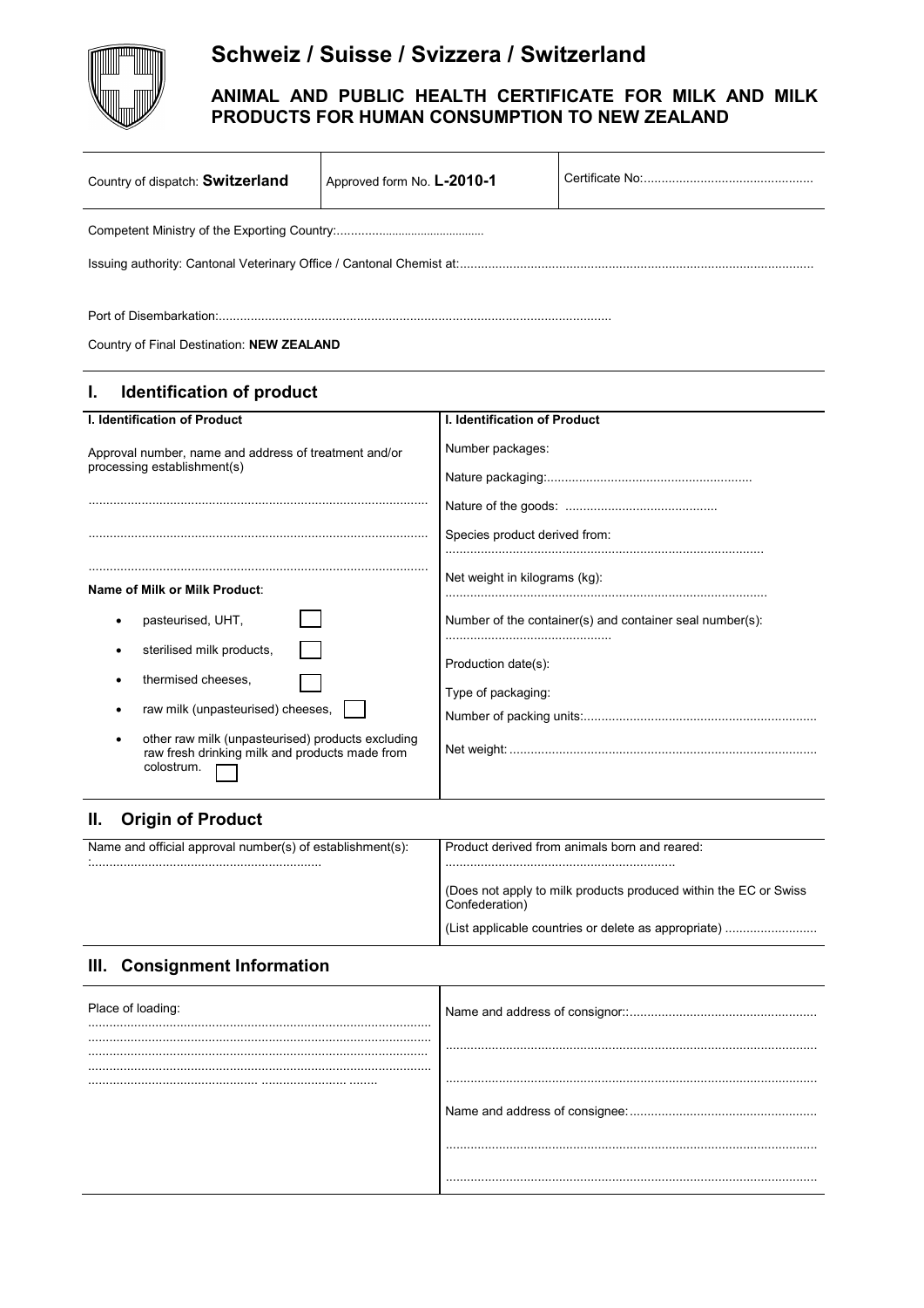# Schweiz / Suisse / Svizzera / Switzerland

## ANIMAL AND PUBLIC HEALTH CERTIFICATE FOR MILK AND MILK PRODUCTS FOR HUMAN CONSUMPTION TO NEW ZEALAND

| Country of dispatch: **Switzerland** | Approved form No. **L-2010-1** | Certificate No:................................................ |
|---|---|---|

Competent Ministry of the Exporting Country:............................................

Issuing authority: Cantonal Veterinary Office / Cantonal Chemist at:..................................................................................................

Port of Disembarkation:.............................................................................................................

Country of Final Destination: **NEW ZEALAND**

## I. Identification of product

| I. Identification of Product | I. Identification of Product |
|---|---|
| Approval number, name and address of treatment and/or processing establishment(s)<br><br>..............................................................................................<br><br>..............................................................................................<br><br>..............................................................................................<br><br>**Name of Milk or Milk Product**:<br>• pasteurised, UHT, ☐<br>• sterilised milk products, ☐<br>• thermised cheeses, ☐<br>• raw milk (unpasteurised) cheeses, ☐<br>• other raw milk (unpasteurised) products excluding raw fresh drinking milk and products made from colostrum. ☐ | Number packages:<br><br>Nature packaging:..........................................................<br><br>Nature of the goods: ...........................................<br><br>Species product derived from:<br>.......................................................................................<br><br>Net weight in kilograms (kg):<br>.......................................................................................<br><br>Number of the container(s) and container seal number(s):<br>..............................................<br><br>Production date(s):<br><br>Type of packaging:<br><br>Number of packing units:.................................................................<br><br>Net weight: ...................................................................................... |

## II. Origin of Product

| Name and official approval number(s) of establishment(s):<br>:................................................................ | Product derived from animals born and reared:<br>................................................................<br><br>(Does not apply to milk products produced within the EC or Swiss Confederation)<br><br>(List applicable countries or delete as appropriate) .......................... |
|---|---|

## III. Consignment Information

| Place of loading:<br>..............................................................................................<br>..............................................................................................<br>..............................................................................................<br>..............................................................................................<br>................................................ ....................... ........ | Name and address of consignor::....................................................<br><br>........................................................................................................<br><br>........................................................................................................<br><br>Name and address of consignee:....................................................<br><br>........................................................................................................<br><br>........................................................................................................ |
|---|---|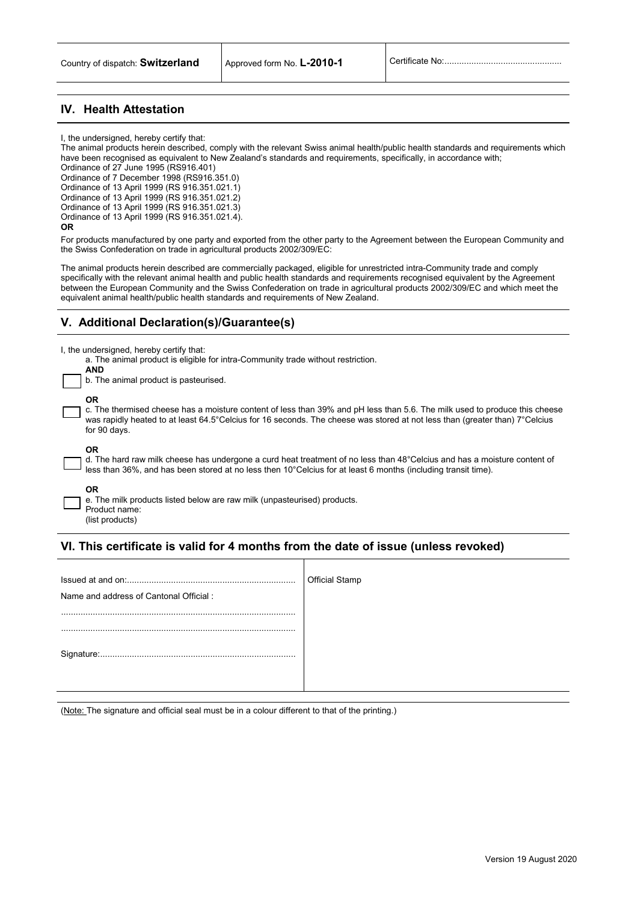| Country of dispatch: **Switzerland** | Approved form No. **L-2010-1** | Certificate No:................................................ |
|---|---|---|

## IV. Health Attestation

I, the undersigned, hereby certify that:
The animal products herein described, comply with the relevant Swiss animal health/public health standards and requirements which have been recognised as equivalent to New Zealand's standards and requirements, specifically, in accordance with;
Ordinance of 27 June 1995 (RS916.401)
Ordinance of 7 December 1998 (RS916.351.0)
Ordinance of 13 April 1999 (RS 916.351.021.1)
Ordinance of 13 April 1999 (RS 916.351.021.2)
Ordinance of 13 April 1999 (RS 916.351.021.3)
Ordinance of 13 April 1999 (RS 916.351.021.4).
**OR**

For products manufactured by one party and exported from the other party to the Agreement between the European Community and the Swiss Confederation on trade in agricultural products 2002/309/EC:

The animal products herein described are commercially packaged, eligible for unrestricted intra-Community trade and comply specifically with the relevant animal health and public health standards and requirements recognised equivalent by the Agreement between the European Community and the Swiss Confederation on trade in agricultural products 2002/309/EC and which meet the equivalent animal health/public health standards and requirements of New Zealand.

## V. Additional Declaration(s)/Guarantee(s)

I, the undersigned, hereby certify that:

a. The animal product is eligible for intra-Community trade without restriction.

**AND**

☐ b. The animal product is pasteurised.

**OR**

☐ c. The thermised cheese has a moisture content of less than 39% and pH less than 5.6. The milk used to produce this cheese was rapidly heated to at least 64.5°Celcius for 16 seconds. The cheese was stored at not less than (greater than) 7°Celcius for 90 days.

**OR**

☐ d. The hard raw milk cheese has undergone a curd heat treatment of no less than 48°Celcius and has a moisture content of less than 36%, and has been stored at no less then 10°Celcius for at least 6 months (including transit time).

**OR**

☐ e. The milk products listed below are raw milk (unpasteurised) products.
Product name:
(list products)

## VI. This certificate is valid for 4 months from the date of issue (unless revoked)

| | |
|---|---|
| Issued at and on:.................................................................... <br> Name and address of Cantonal Official : <br> .............................................................................................. <br> .............................................................................................. <br> Signature:................................................................................ | Official Stamp |

(Note: The signature and official seal must be in a colour different to that of the printing.)

Version 19 August 2020